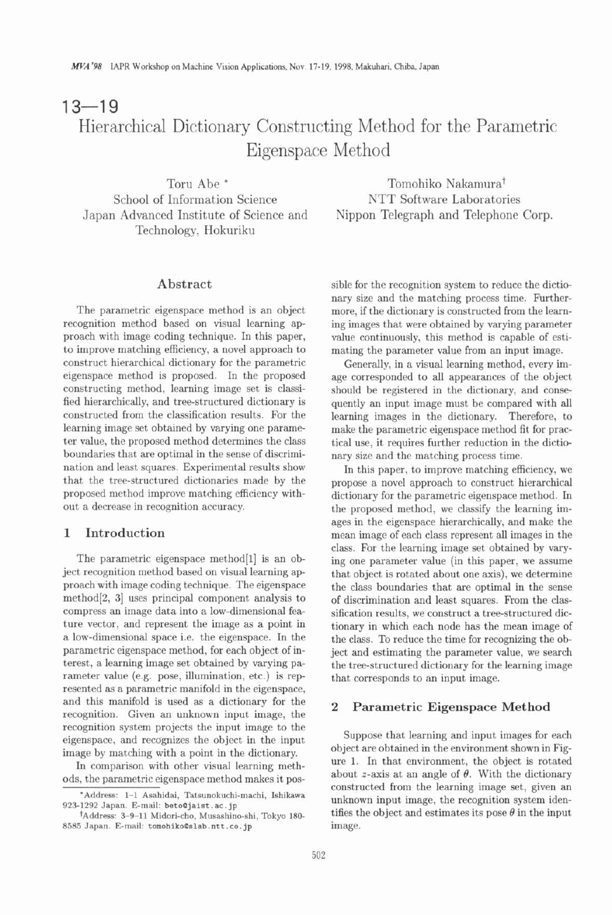# 13—19
# Hierarchical Dictionary Constructing Method for the Parametric Eigenspace Method

Toru Abe *
School of Information Science
Japan Advanced Institute of Science and Technology, Hokuriku

Tomohiko Nakamura†
NTT Software Laboratories
Nippon Telegraph and Telephone Corp.

## Abstract

The parametric eigenspace method is an object recognition method based on visual learning approach with image coding technique. In this paper, to improve matching efficiency, a novel approach to construct hierarchical dictionary for the parametric eigenspace method is proposed. In the proposed constructing method, learning image set is classified hierarchically, and tree-structured dictionary is constructed from the classification results. For the learning image set obtained by varying one parameter value, the proposed method determines the class boundaries that are optimal in the sense of discrimination and least squares. Experimental results show that the tree-structured dictionaries made by the proposed method improve matching efficiency without a decrease in recognition accuracy.

## 1 Introduction

The parametric eigenspace method[1] is an object recognition method based on visual learning approach with image coding technique. The eigenspace method[2, 3] uses principal component analysis to compress an image data into a low-dimensional feature vector, and represent the image as a point in a low-dimensional space i.e. the eigenspace. In the parametric eigenspace method, for each object of interest, a learning image set obtained by varying parameter value (e.g. pose, illumination, etc.) is represented as a parametric manifold in the eigenspace, and this manifold is used as a dictionary for the recognition. Given an unknown input image, the recognition system projects the input image to the eigenspace, and recognizes the object in the input image by matching with a point in the dictionary.

In comparison with other visual learning methods, the parametric eigenspace method makes it possible for the recognition system to reduce the dictionary size and the matching process time. Furthermore, if the dictionary is constructed from the learning images that were obtained by varying parameter value continuously, this method is capable of estimating the parameter value from an input image.

Generally, in a visual learning method, every image corresponded to all appearances of the object should be registered in the dictionary, and consequently an input image must be compared with all learning images in the dictionary. Therefore, to make the parametric eigenspace method fit for practical use, it requires further reduction in the dictionary size and the matching process time.

In this paper, to improve matching efficiency, we propose a novel approach to construct hierarchical dictionary for the parametric eigenspace method. In the proposed method, we classify the learning images in the eigenspace hierarchically, and make the mean image of each class represent all images in the class. For the learning image set obtained by varying one parameter value (in this paper, we assume that object is rotated about one axis), we determine the class boundaries that are optimal in the sense of discrimination and least squares. From the classification results, we construct a tree-structured dictionary in which each node has the mean image of the class. To reduce the time for recognizing the object and estimating the parameter value, we search the tree-structured dictionary for the learning image that corresponds to an input image.

## 2 Parametric Eigenspace Method

Suppose that learning and input images for each object are obtained in the environment shown in Figure 1. In that environment, the object is rotated about $z$-axis at an angle of $\theta$. With the dictionary constructed from the learning image set, given an unknown input image, the recognition system identifies the object and estimates its pose $\theta$ in the input image.

---

*Address: 1–1 Asahidai, Tatsunokuchi-machi, Ishikawa 923-1292 Japan. E-mail: beto@jaist.ac.jp

†Address: 3–9–11 Midori-cho, Musashino-shi, Tokyo 180-8585 Japan. E-mail: tomohiko@slab.ntt.co.jp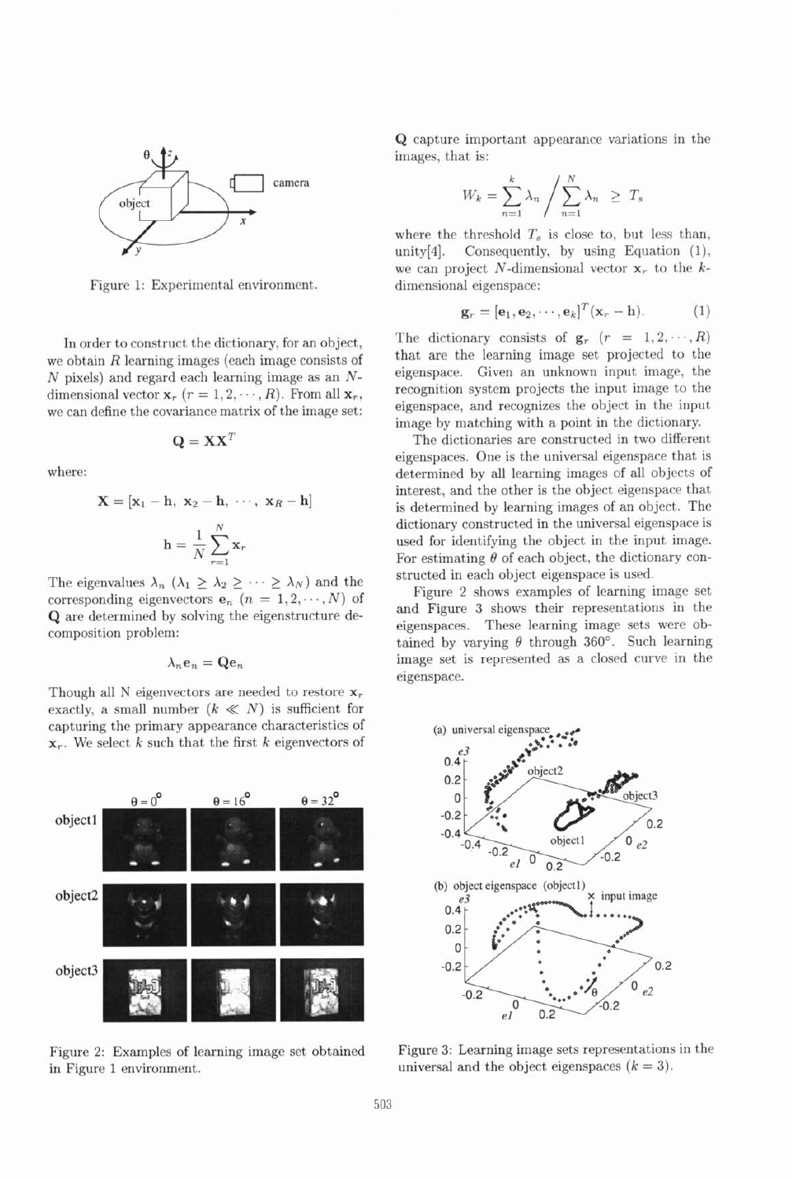Figure 1: Experimental environment.

In order to construct the dictionary, for an object, we obtain $R$ learning images (each image consists of $N$ pixels) and regard each learning image as an $N$-dimensional vector $\mathbf{x}_r$ ($r = 1, 2, \cdots, R$). From all $\mathbf{x}_r$, we can define the covariance matrix of the image set:

$$\mathbf{Q} = \mathbf{X}\mathbf{X}^T$$

where:

$$\mathbf{X} = [\mathbf{x}_1 - \mathbf{h},\ \mathbf{x}_2 - \mathbf{h},\ \cdots,\ \mathbf{x}_R - \mathbf{h}]$$

$$\mathbf{h} = \frac{1}{N}\sum_{r=1}^{N} \mathbf{x}_r$$

The eigenvalues $\lambda_n$ ($\lambda_1 \geq \lambda_2 \geq \cdots \geq \lambda_N$) and the corresponding eigenvectors $\mathbf{e}_n$ ($n = 1, 2, \cdots, N$) of $\mathbf{Q}$ are determined by solving the eigenstructure decomposition problem:

$$\lambda_n \mathbf{e}_n = \mathbf{Q}\mathbf{e}_n$$

Though all N eigenvectors are needed to restore $\mathbf{x}_r$ exactly, a small number ($k \ll N$) is sufficient for capturing the primary appearance characteristics of $\mathbf{x}_r$. We select $k$ such that the first $k$ eigenvectors of $\mathbf{Q}$ capture important appearance variations in the images, that is:

$$W_k = \sum_{n=1}^{k} \lambda_n \bigg/ \sum_{n=1}^{N} \lambda_n \ \geq\ T_s$$

where the threshold $T_s$ is close to, but less than, unity[4]. Consequently, by using Equation (1), we can project $N$-dimensional vector $\mathbf{x}_r$ to the $k$-dimensional eigenspace:

$$\mathbf{g}_r = [\mathbf{e}_1, \mathbf{e}_2, \cdots, \mathbf{e}_k]^T(\mathbf{x}_r - \mathbf{h}). \qquad (1)$$

The dictionary consists of $\mathbf{g}_r$ ($r = 1, 2, \cdots, R$) that are the learning image set projected to the eigenspace. Given an unknown input image, the recognition system projects the input image to the eigenspace, and recognizes the object in the input image by matching with a point in the dictionary.

The dictionaries are constructed in two different eigenspaces. One is the universal eigenspace that is determined by all learning images of all objects of interest, and the other is the object eigenspace that is determined by learning images of an object. The dictionary constructed in the universal eigenspace is used for identifying the object in the input image. For estimating $\theta$ of each object, the dictionary constructed in each object eigenspace is used.

Figure 2 shows examples of learning image set and Figure 3 shows their representations in the eigenspaces. These learning image sets were obtained by varying $\theta$ through 360°. Such learning image set is represented as a closed curve in the eigenspace.

Figure 2: Examples of learning image set obtained in Figure 1 environment.

Figure 3: Learning image sets representations in the universal and the object eigenspaces ($k = 3$).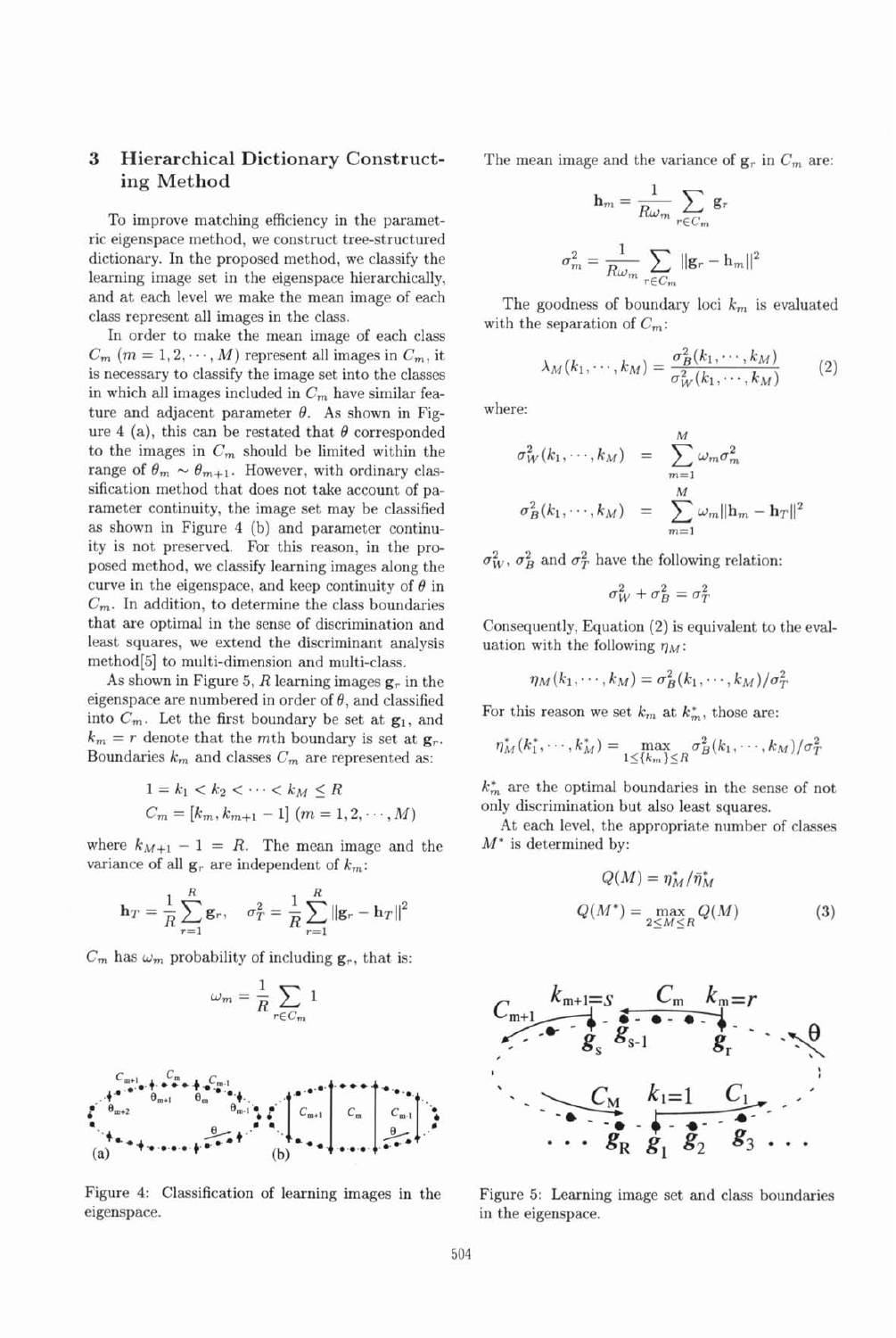## 3 Hierarchical Dictionary Constructing Method

To improve matching efficiency in the parametric eigenspace method, we construct tree-structured dictionary. In the proposed method, we classify the learning image set in the eigenspace hierarchically, and at each level we make the mean image of each class represent all images in the class.

In order to make the mean image of each class $C_m$ $(m = 1, 2, \cdots, M)$ represent all images in $C_m$, it is necessary to classify the image set into the classes in which all images included in $C_m$ have similar feature and adjacent parameter $\theta$. As shown in Figure 4 (a), this can be restated that $\theta$ corresponded to the images in $C_m$ should be limited within the range of $\theta_m \sim \theta_{m+1}$. However, with ordinary classification method that does not take account of parameter continuity, the image set may be classified as shown in Figure 4 (b) and parameter continuity is not preserved. For this reason, in the proposed method, we classify learning images along the curve in the eigenspace, and keep continuity of $\theta$ in $C_m$. In addition, to determine the class boundaries that are optimal in the sense of discrimination and least squares, we extend the discriminant analysis method[5] to multi-dimension and multi-class.

As shown in Figure 5, $R$ learning images $\mathbf{g}_r$ in the eigenspace are numbered in order of $\theta$, and classified into $C_m$. Let the first boundary be set at $\mathbf{g}_1$, and $k_m = r$ denote that the $m$th boundary is set at $\mathbf{g}_r$. Boundaries $k_m$ and classes $C_m$ are represented as:

$$1 = k_1 < k_2 < \cdots < k_M \leq R$$

$$C_m = [k_m, k_{m+1} - 1] \ (m = 1, 2, \cdots, M)$$

where $k_{M+1} - 1 = R$. The mean image and the variance of all $\mathbf{g}_r$ are independent of $k_m$:

$$\mathbf{h}_T = \frac{1}{R} \sum_{r=1}^{R} \mathbf{g}_r, \quad \sigma_T^2 = \frac{1}{R} \sum_{r=1}^{R} \|\mathbf{g}_r - \mathbf{h}_T\|^2$$

$C_m$ has $\omega_m$ probability of including $\mathbf{g}_r$, that is:

$$\omega_m = \frac{1}{R} \sum_{r \in C_m} 1$$

Figure 4: Classification of learning images in the eigenspace.

The mean image and the variance of $\mathbf{g}_r$ in $C_m$ are:

$$\mathbf{h}_m = \frac{1}{R\omega_m} \sum_{r \in C_m} \mathbf{g}_r$$

$$\sigma_m^2 = \frac{1}{R\omega_m} \sum_{r \in C_m} \|\mathbf{g}_r - \mathbf{h}_m\|^2$$

The goodness of boundary loci $k_m$ is evaluated with the separation of $C_m$:

$$\lambda_M(k_1, \cdots, k_M) = \frac{\sigma_B^2(k_1, \cdots, k_M)}{\sigma_W^2(k_1, \cdots, k_M)} \qquad (2)$$

where:

$$\sigma_W^2(k_1, \cdots, k_M) = \sum_{m=1}^{M} \omega_m \sigma_m^2$$

$$\sigma_B^2(k_1, \cdots, k_M) = \sum_{m=1}^{M} \omega_m \|\mathbf{h}_m - \mathbf{h}_T\|^2$$

$\sigma_W^2$, $\sigma_B^2$ and $\sigma_T^2$ have the following relation:

$$\sigma_W^2 + \sigma_B^2 = \sigma_T^2$$

Consequently, Equation (2) is equivalent to the evaluation with the following $\eta_M$:

$$\eta_M(k_1, \cdots, k_M) = \sigma_B^2(k_1, \cdots, k_M)/\sigma_T^2$$

For this reason we set $k_m$ at $k_m^*$, those are:

$$\eta_M^*(k_1^*, \cdots, k_M^*) = \max_{1 \leq \{k_m\} \leq R} \sigma_B^2(k_1, \cdots, k_M)/\sigma_T^2$$

$k_m^*$ are the optimal boundaries in the sense of not only discrimination but also least squares.

At each level, the appropriate number of classes $M^*$ is determined by:

$$Q(M) = \eta_M^* / \bar{\eta}_M^*$$

$$Q(M^*) = \max_{2 \leq M \leq R} Q(M) \qquad (3)$$

Figure 5: Learning image set and class boundaries in the eigenspace.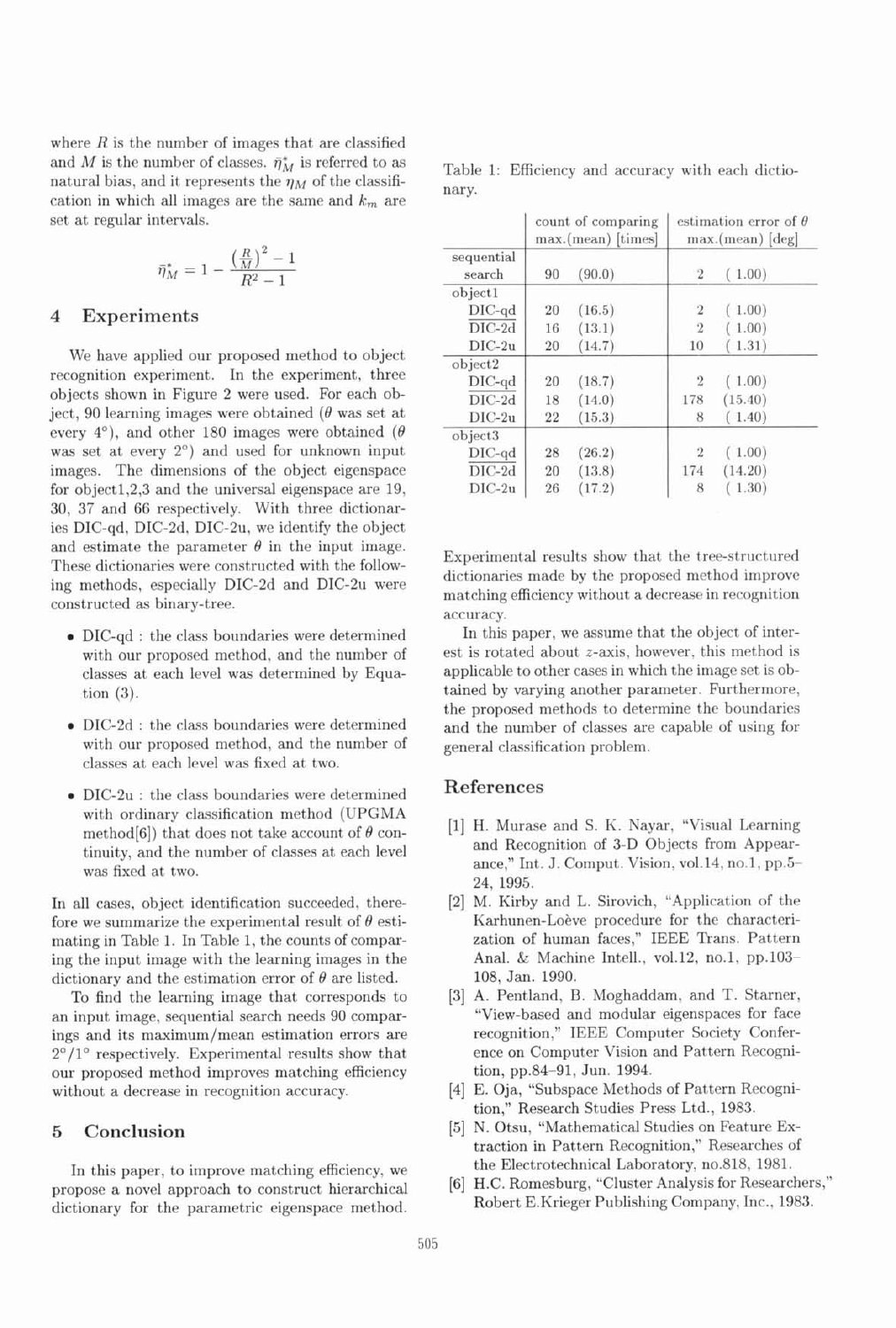where $R$ is the number of images that are classified and $M$ is the number of classes. $\bar{\eta}_M^*$ is referred to as natural bias, and it represents the $\eta_M$ of the classification in which all images are the same and $k_m$ are set at regular intervals.

$$\bar{\eta}_M^* = 1 - \frac{\left(\frac{R}{M}\right)^2 - 1}{R^2 - 1}$$

## 4 Experiments

We have applied our proposed method to object recognition experiment. In the experiment, three objects shown in Figure 2 were used. For each object, 90 learning images were obtained ($\theta$ was set at every 4°), and other 180 images were obtained ($\theta$ was set at every 2°) and used for unknown input images. The dimensions of the object eigenspace for object1,2,3 and the universal eigenspace are 19, 30, 37 and 66 respectively. With three dictionaries DIC-qd, DIC-2d, DIC-2u, we identify the object and estimate the parameter $\theta$ in the input image. These dictionaries were constructed with the following methods, especially DIC-2d and DIC-2u were constructed as binary-tree.

- DIC-qd : the class boundaries were determined with our proposed method, and the number of classes at each level was determined by Equation (3).
- DIC-2d : the class boundaries were determined with our proposed method, and the number of classes at each level was fixed at two.
- DIC-2u : the class boundaries were determined with ordinary classification method (UPGMA method[6]) that does not take account of $\theta$ continuity, and the number of classes at each level was fixed at two.

In all cases, object identification succeeded, therefore we summarize the experimental result of $\theta$ estimating in Table 1. In Table 1, the counts of comparing the input image with the learning images in the dictionary and the estimation error of $\theta$ are listed.

To find the learning image that corresponds to an input image, sequential search needs 90 comparings and its maximum/mean estimation errors are 2°/1° respectively. Experimental results show that our proposed method improves matching efficiency without a decrease in recognition accuracy.

## 5 Conclusion

In this paper, to improve matching efficiency, we propose a novel approach to construct hierarchical dictionary for the parametric eigenspace method. Experimental results show that the tree-structured dictionaries made by the proposed method improve matching efficiency without a decrease in recognition accuracy.

In this paper, we assume that the object of interest is rotated about $z$-axis, however, this method is applicable to other cases in which the image set is obtained by varying another parameter. Furthermore, the proposed methods to determine the boundaries and the number of classes are capable of using for general classification problem.

Table 1: Efficiency and accuracy with each dictionary.

| | count of comparing max.(mean) [times] | estimation error of $\theta$ max.(mean) [deg] |
|---|---|---|
| sequential search | 90 (90.0) | 2 ( 1.00) |
| object1 | | |
| DIC-qd | 20 (16.5) | 2 ( 1.00) |
| DIC-2d | 16 (13.1) | 2 ( 1.00) |
| DIC-2u | 20 (14.7) | 10 ( 1.31) |
| object2 | | |
| DIC-qd | 20 (18.7) | 2 ( 1.00) |
| DIC-2d | 18 (14.0) | 178 (15.40) |
| DIC-2u | 22 (15.3) | 8 ( 1.40) |
| object3 | | |
| DIC-qd | 28 (26.2) | 2 ( 1.00) |
| DIC-2d | 20 (13.8) | 174 (14.20) |
| DIC-2u | 26 (17.2) | 8 ( 1.30) |

## References

[1] H. Murase and S. K. Nayar, "Visual Learning and Recognition of 3-D Objects from Appearance," Int. J. Comput. Vision, vol.14, no.1, pp.5–24, 1995.

[2] M. Kirby and L. Sirovich, "Application of the Karhunen-Loève procedure for the characterization of human faces," IEEE Trans. Pattern Anal. & Machine Intell., vol.12, no.1, pp.103–108, Jan. 1990.

[3] A. Pentland, B. Moghaddam, and T. Starner, "View-based and modular eigenspaces for face recognition," IEEE Computer Society Conference on Computer Vision and Pattern Recognition, pp.84–91, Jun. 1994.

[4] E. Oja, "Subspace Methods of Pattern Recognition," Research Studies Press Ltd., 1983.

[5] N. Otsu, "Mathematical Studies on Feature Extraction in Pattern Recognition," Researches of the Electrotechnical Laboratory, no.818, 1981.

[6] H.C. Romesburg, "Cluster Analysis for Researchers," Robert E.Krieger Publishing Company, Inc., 1983.